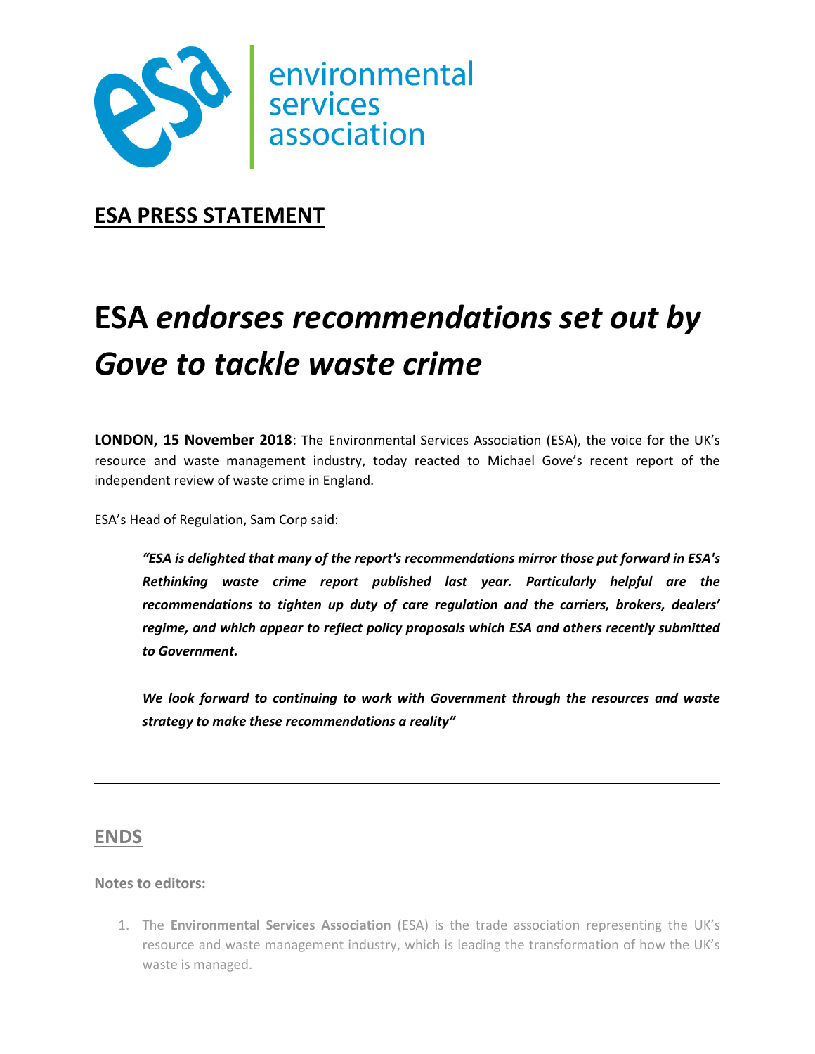environmental services association

**ESA PRESS STATEMENT**

# ESA *endorses recommendations set out by Gove to tackle waste crime*

**LONDON, 15 November 2018**: The Environmental Services Association (ESA), the voice for the UK's resource and waste management industry, today reacted to Michael Gove's recent report of the independent review of waste crime in England.

ESA's Head of Regulation, Sam Corp said:

> ***"ESA is delighted that many of the report's recommendations mirror those put forward in ESA's Rethinking waste crime report published last year. Particularly helpful are the recommendations to tighten up duty of care regulation and the carriers, brokers, dealers' regime, and which appear to reflect policy proposals which ESA and others recently submitted to Government.***
>
> ***We look forward to continuing to work with Government through the resources and waste strategy to make these recommendations a reality"***

---

**ENDS**

**Notes to editors:**

1. The **Environmental Services Association** (ESA) is the trade association representing the UK's resource and waste management industry, which is leading the transformation of how the UK's waste is managed.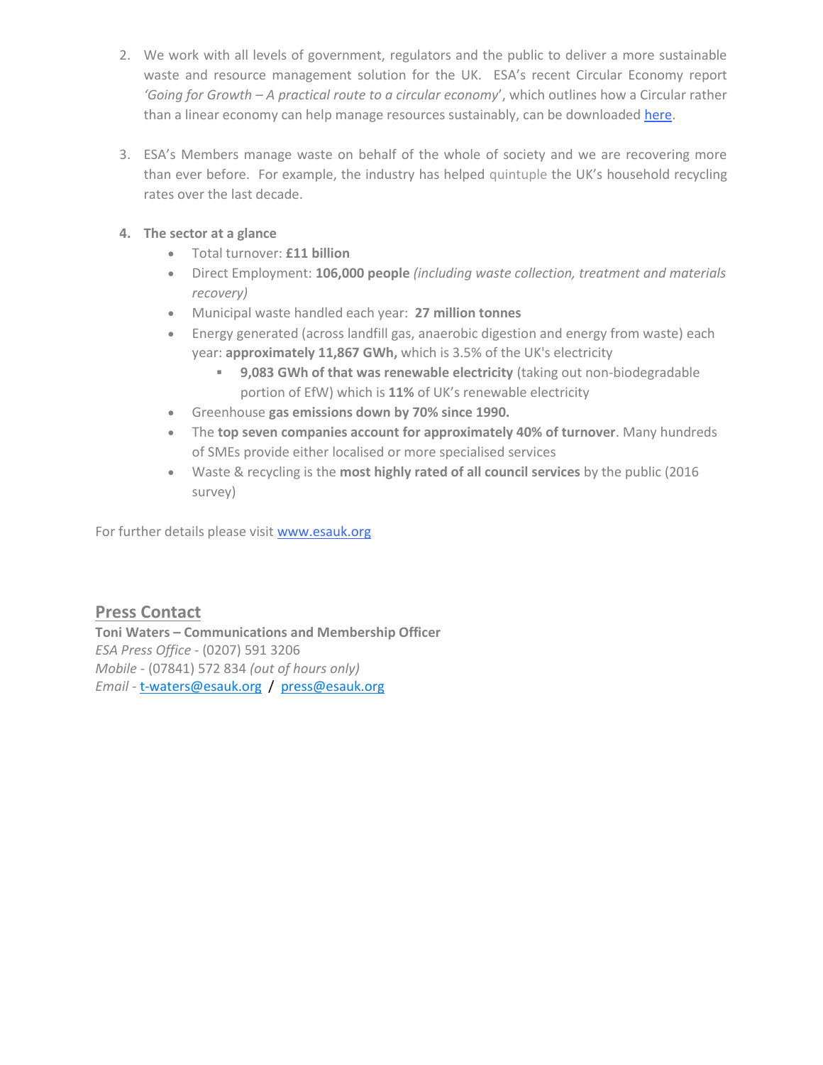2. We work with all levels of government, regulators and the public to deliver a more sustainable waste and resource management solution for the UK. ESA's recent Circular Economy report *'Going for Growth – A practical route to a circular economy'*, which outlines how a Circular rather than a linear economy can help manage resources sustainably, can be downloaded [here](#).

3. ESA's Members manage waste on behalf of the whole of society and we are recovering more than ever before. For example, the industry has helped quintuple the UK's household recycling rates over the last decade.

4. **The sector at a glance**
   - Total turnover: **£11 billion**
   - Direct Employment: **106,000 people** *(including waste collection, treatment and materials recovery)*
   - Municipal waste handled each year: **27 million tonnes**
   - Energy generated (across landfill gas, anaerobic digestion and energy from waste) each year: **approximately 11,867 GWh,** which is 3.5% of the UK's electricity
     - **9,083 GWh of that was renewable electricity** (taking out non-biodegradable portion of EfW) which is **11%** of UK's renewable electricity
   - Greenhouse **gas emissions down by 70% since 1990.**
   - The **top seven companies account for approximately 40% of turnover**. Many hundreds of SMEs provide either localised or more specialised services
   - Waste & recycling is the **most highly rated of all council services** by the public (2016 survey)

For further details please visit [www.esauk.org](http://www.esauk.org)

## Press Contact

**Toni Waters – Communications and Membership Officer**
*ESA Press Office* - (0207) 591 3206
*Mobile* - (07841) 572 834 *(out of hours only)*
*Email* - t-waters@esauk.org / press@esauk.org